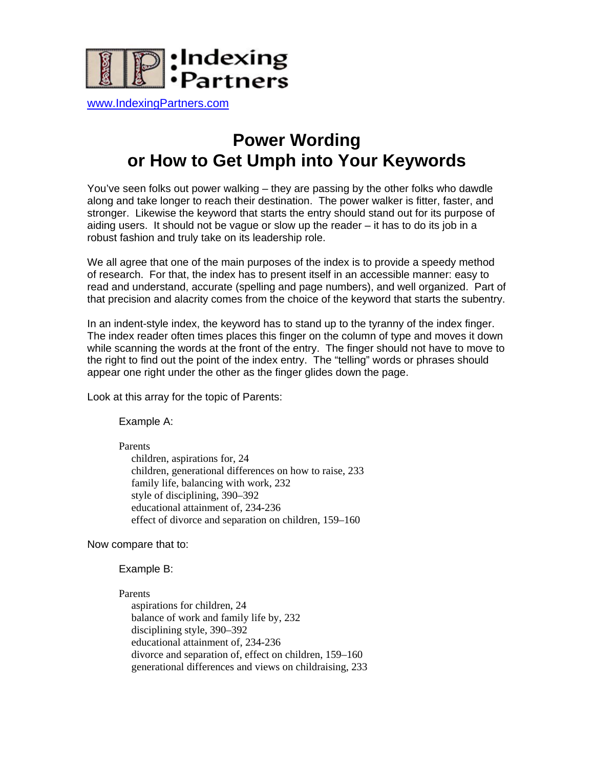:Indexing
•Partners

www.IndexingPartners.com

# Power Wording
# or How to Get Umph into Your Keywords

You've seen folks out power walking – they are passing by the other folks who dawdle along and take longer to reach their destination. The power walker is fitter, faster, and stronger. Likewise the keyword that starts the entry should stand out for its purpose of aiding users. It should not be vague or slow up the reader – it has to do its job in a robust fashion and truly take on its leadership role.

We all agree that one of the main purposes of the index is to provide a speedy method of research. For that, the index has to present itself in an accessible manner: easy to read and understand, accurate (spelling and page numbers), and well organized. Part of that precision and alacrity comes from the choice of the keyword that starts the subentry.

In an indent-style index, the keyword has to stand up to the tyranny of the index finger. The index reader often times places this finger on the column of type and moves it down while scanning the words at the front of the entry. The finger should not have to move to the right to find out the point of the index entry. The "telling" words or phrases should appear one right under the other as the finger glides down the page.

Look at this array for the topic of Parents:

Example A:

Parents
- children, aspirations for, 24
- children, generational differences on how to raise, 233
- family life, balancing with work, 232
- style of disciplining, 390–392
- educational attainment of, 234-236
- effect of divorce and separation on children, 159–160

Now compare that to:

Example B:

Parents
- aspirations for children, 24
- balance of work and family life by, 232
- disciplining style, 390–392
- educational attainment of, 234-236
- divorce and separation of, effect on children, 159–160
- generational differences and views on childraising, 233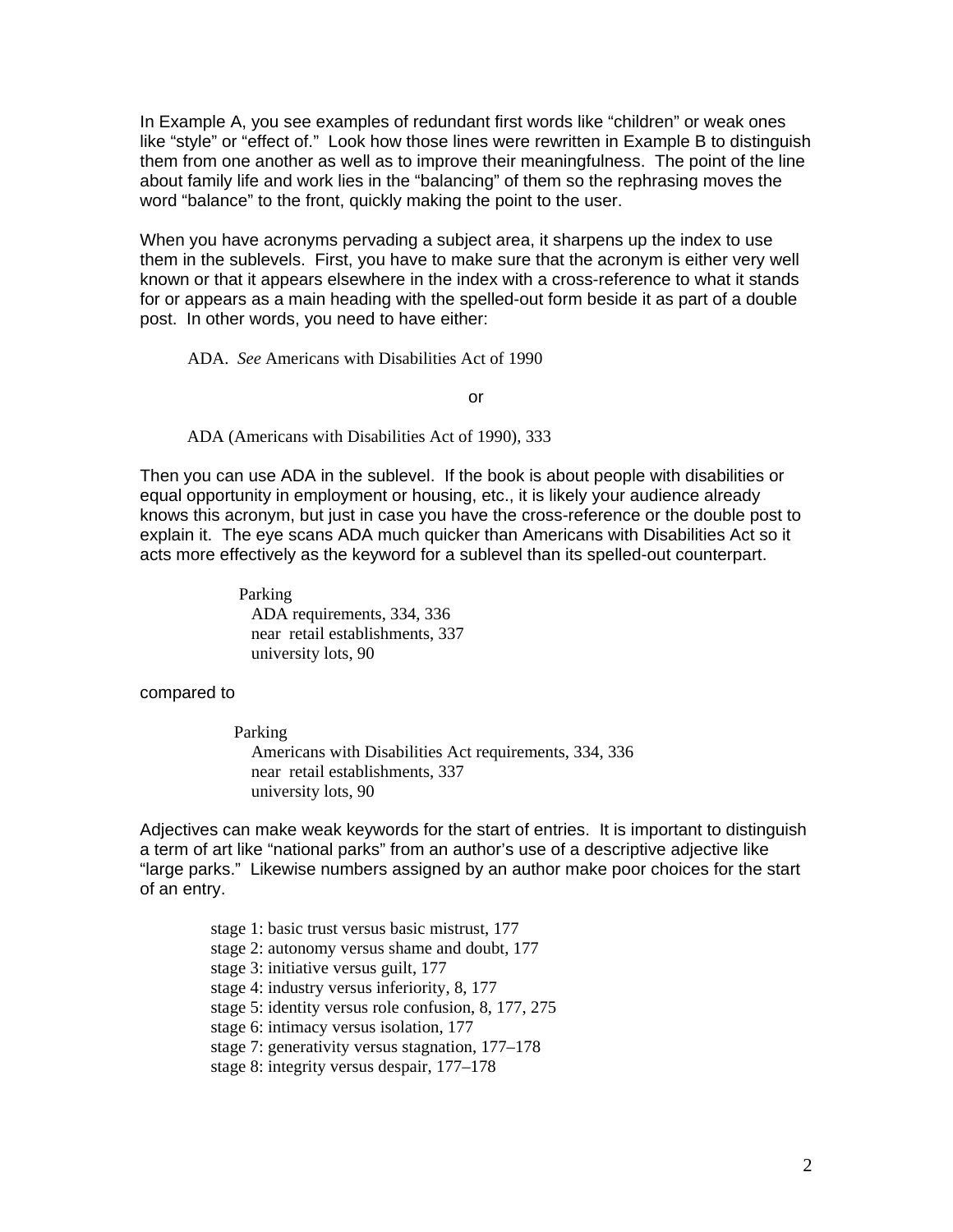In Example A, you see examples of redundant first words like "children" or weak ones like "style" or "effect of." Look how those lines were rewritten in Example B to distinguish them from one another as well as to improve their meaningfulness. The point of the line about family life and work lies in the "balancing" of them so the rephrasing moves the word "balance" to the front, quickly making the point to the user.

When you have acronyms pervading a subject area, it sharpens up the index to use them in the sublevels. First, you have to make sure that the acronym is either very well known or that it appears elsewhere in the index with a cross-reference to what it stands for or appears as a main heading with the spelled-out form beside it as part of a double post. In other words, you need to have either:

ADA. *See* Americans with Disabilities Act of 1990

or

ADA (Americans with Disabilities Act of 1990), 333

Then you can use ADA in the sublevel. If the book is about people with disabilities or equal opportunity in employment or housing, etc., it is likely your audience already knows this acronym, but just in case you have the cross-reference or the double post to explain it. The eye scans ADA much quicker than Americans with Disabilities Act so it acts more effectively as the keyword for a sublevel than its spelled-out counterpart.

Parking
  ADA requirements, 334, 336
  near retail establishments, 337
  university lots, 90

compared to

Parking
  Americans with Disabilities Act requirements, 334, 336
  near retail establishments, 337
  university lots, 90

Adjectives can make weak keywords for the start of entries. It is important to distinguish a term of art like "national parks" from an author's use of a descriptive adjective like "large parks." Likewise numbers assigned by an author make poor choices for the start of an entry.

stage 1: basic trust versus basic mistrust, 177
stage 2: autonomy versus shame and doubt, 177
stage 3: initiative versus guilt, 177
stage 4: industry versus inferiority, 8, 177
stage 5: identity versus role confusion, 8, 177, 275
stage 6: intimacy versus isolation, 177
stage 7: generativity versus stagnation, 177–178
stage 8: integrity versus despair, 177–178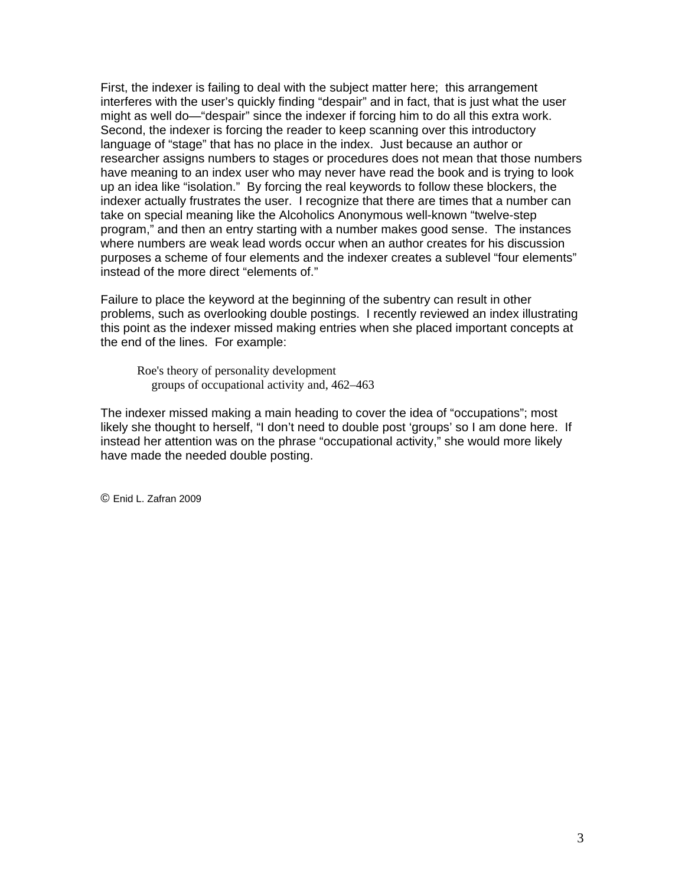First, the indexer is failing to deal with the subject matter here; this arrangement interferes with the user's quickly finding "despair" and in fact, that is just what the user might as well do—"despair" since the indexer if forcing him to do all this extra work. Second, the indexer is forcing the reader to keep scanning over this introductory language of "stage" that has no place in the index. Just because an author or researcher assigns numbers to stages or procedures does not mean that those numbers have meaning to an index user who may never have read the book and is trying to look up an idea like "isolation." By forcing the real keywords to follow these blockers, the indexer actually frustrates the user. I recognize that there are times that a number can take on special meaning like the Alcoholics Anonymous well-known "twelve-step program," and then an entry starting with a number makes good sense. The instances where numbers are weak lead words occur when an author creates for his discussion purposes a scheme of four elements and the indexer creates a sublevel "four elements" instead of the more direct "elements of."

Failure to place the keyword at the beginning of the subentry can result in other problems, such as overlooking double postings. I recently reviewed an index illustrating this point as the indexer missed making entries when she placed important concepts at the end of the lines. For example:

Roe's theory of personality development
    groups of occupational activity and, 462–463

The indexer missed making a main heading to cover the idea of "occupations"; most likely she thought to herself, "I don't need to double post 'groups' so I am done here. If instead her attention was on the phrase "occupational activity," she would more likely have made the needed double posting.

© Enid L. Zafran 2009